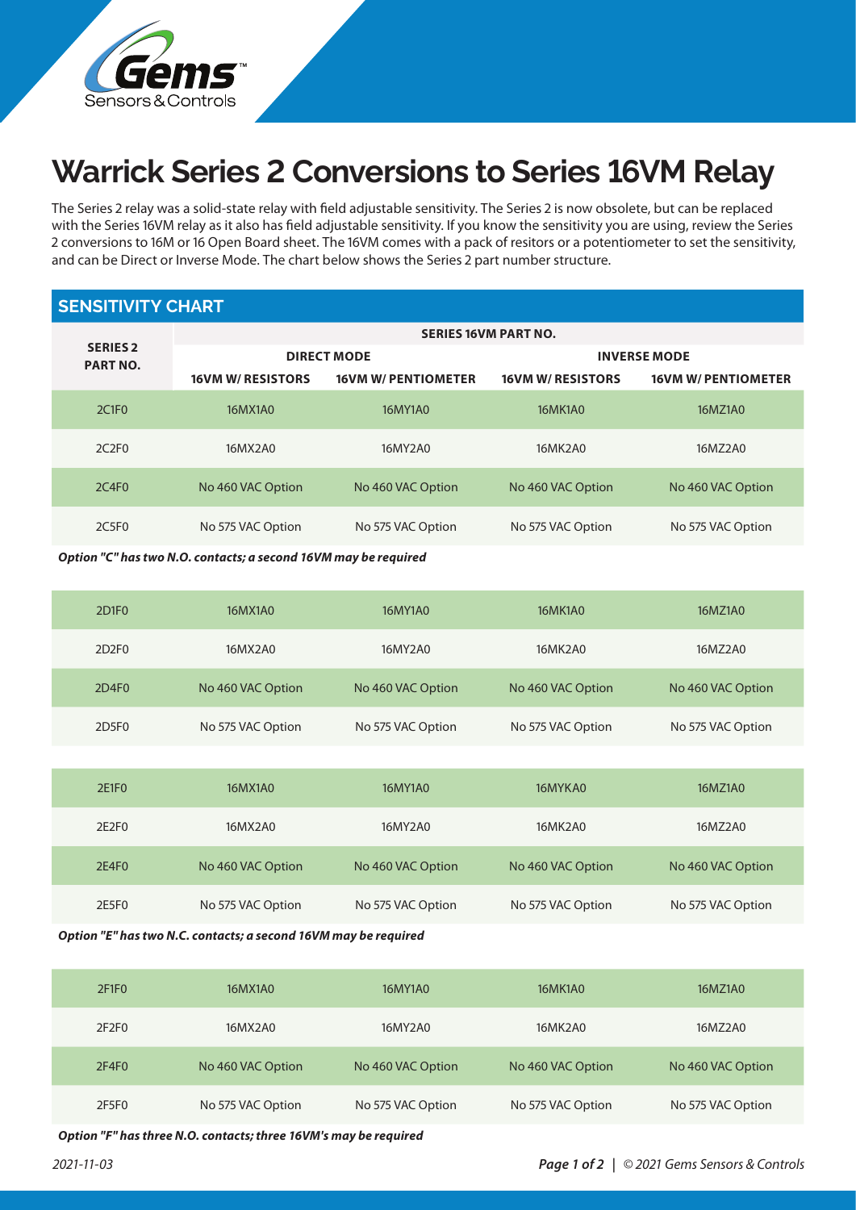# Warrick Series 2 Conversions to Series 16VM Relay

The Series 2 relay was a solid-state relay with field adjustable sensitivity. The Series 2 is now obsolete, but can be replaced with the Series 16VM relay as it also has field adjustable sensitivity. If you know the sensitivity you are using, review the Series 2 conversions to 16M or 16 Open Board sheet. The 16VM comes with a pack of resitors or a potentiometer to set the sensitivity, and can be Direct or Inverse Mode. The chart below shows the Series 2 part number structure.

## SENSITIVITY CHART

| SERIES 2 PART NO. | SERIES 16VM PART NO. | | | |
|---|---|---|---|---|
| | DIRECT MODE | | INVERSE MODE | |
| | 16VM W/ RESISTORS | 16VM W/ PENTIOMETER | 16VM W/ RESISTORS | 16VM W/ PENTIOMETER |
| 2C1F0 | 16MX1A0 | 16MY1A0 | 16MK1A0 | 16MZ1A0 |
| 2C2F0 | 16MX2A0 | 16MY2A0 | 16MK2A0 | 16MZ2A0 |
| 2C4F0 | No 460 VAC Option | No 460 VAC Option | No 460 VAC Option | No 460 VAC Option |
| 2C5F0 | No 575 VAC Option | No 575 VAC Option | No 575 VAC Option | No 575 VAC Option |

***Option "C" has two N.O. contacts; a second 16VM may be required***

| | | | | |
|---|---|---|---|---|
| 2D1F0 | 16MX1A0 | 16MY1A0 | 16MK1A0 | 16MZ1A0 |
| 2D2F0 | 16MX2A0 | 16MY2A0 | 16MK2A0 | 16MZ2A0 |
| 2D4F0 | No 460 VAC Option | No 460 VAC Option | No 460 VAC Option | No 460 VAC Option |
| 2D5F0 | No 575 VAC Option | No 575 VAC Option | No 575 VAC Option | No 575 VAC Option |

| | | | | |
|---|---|---|---|---|
| 2E1F0 | 16MX1A0 | 16MY1A0 | 16MYKA0 | 16MZ1A0 |
| 2E2F0 | 16MX2A0 | 16MY2A0 | 16MK2A0 | 16MZ2A0 |
| 2E4F0 | No 460 VAC Option | No 460 VAC Option | No 460 VAC Option | No 460 VAC Option |
| 2E5F0 | No 575 VAC Option | No 575 VAC Option | No 575 VAC Option | No 575 VAC Option |

***Option "E" has two N.C. contacts; a second 16VM may be required***

| | | | | |
|---|---|---|---|---|
| 2F1F0 | 16MX1A0 | 16MY1A0 | 16MK1A0 | 16MZ1A0 |
| 2F2F0 | 16MX2A0 | 16MY2A0 | 16MK2A0 | 16MZ2A0 |
| 2F4F0 | No 460 VAC Option | No 460 VAC Option | No 460 VAC Option | No 460 VAC Option |
| 2F5F0 | No 575 VAC Option | No 575 VAC Option | No 575 VAC Option | No 575 VAC Option |

***Option "F" has three N.O. contacts; three 16VM's may be required***

*2021-11-03*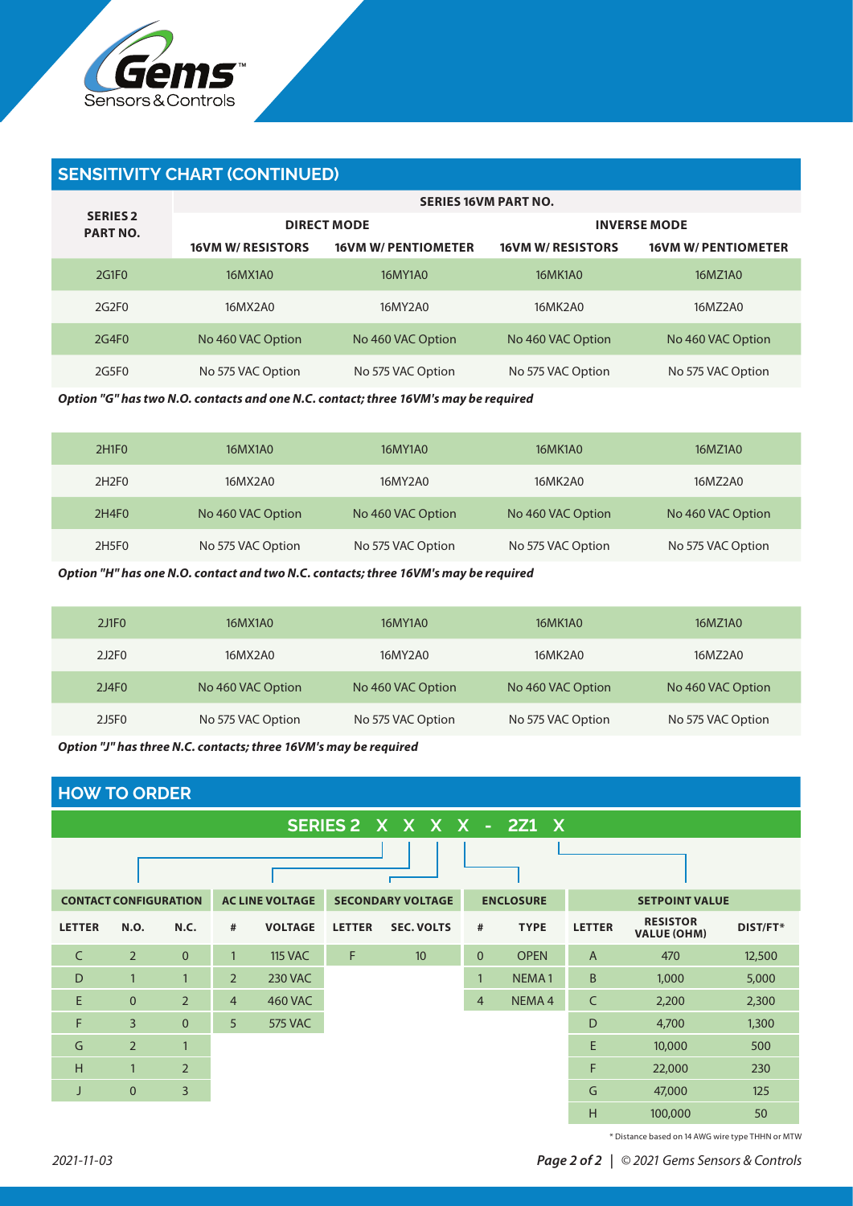## SENSITIVITY CHART (CONTINUED)

| SERIES 2 PART NO. | SERIES 16VM PART NO. | | | |
|---|---|---|---|---|
| | DIRECT MODE | | INVERSE MODE | |
| | 16VM W/ RESISTORS | 16VM W/ PENTIOMETER | 16VM W/ RESISTORS | 16VM W/ PENTIOMETER |
| 2G1F0 | 16MX1A0 | 16MY1A0 | 16MK1A0 | 16MZ1A0 |
| 2G2F0 | 16MX2A0 | 16MY2A0 | 16MK2A0 | 16MZ2A0 |
| 2G4F0 | No 460 VAC Option | No 460 VAC Option | No 460 VAC Option | No 460 VAC Option |
| 2G5F0 | No 575 VAC Option | No 575 VAC Option | No 575 VAC Option | No 575 VAC Option |

***Option "G" has two N.O. contacts and one N.C. contact; three 16VM's may be required***

| | | | | |
|---|---|---|---|---|
| 2H1F0 | 16MX1A0 | 16MY1A0 | 16MK1A0 | 16MZ1A0 |
| 2H2F0 | 16MX2A0 | 16MY2A0 | 16MK2A0 | 16MZ2A0 |
| 2H4F0 | No 460 VAC Option | No 460 VAC Option | No 460 VAC Option | No 460 VAC Option |
| 2H5F0 | No 575 VAC Option | No 575 VAC Option | No 575 VAC Option | No 575 VAC Option |

***Option "H" has one N.O. contact and two N.C. contacts; three 16VM's may be required***

| | | | | |
|---|---|---|---|---|
| 2J1F0 | 16MX1A0 | 16MY1A0 | 16MK1A0 | 16MZ1A0 |
| 2J2F0 | 16MX2A0 | 16MY2A0 | 16MK2A0 | 16MZ2A0 |
| 2J4F0 | No 460 VAC Option | No 460 VAC Option | No 460 VAC Option | No 460 VAC Option |
| 2J5F0 | No 575 VAC Option | No 575 VAC Option | No 575 VAC Option | No 575 VAC Option |

***Option "J" has three N.C. contacts; three 16VM's may be required***

## HOW TO ORDER

**SERIES 2 X X X X - 2Z1 X**

| CONTACT CONFIGURATION | | | AC LINE VOLTAGE | | SECONDARY VOLTAGE | | ENCLOSURE | | SETPOINT VALUE | | |
|---|---|---|---|---|---|---|---|---|---|---|---|
| LETTER | N.O. | N.C. | # | VOLTAGE | LETTER | SEC. VOLTS | # | TYPE | LETTER | RESISTOR VALUE (OHM) | DIST/FT* |
| C | 2 | 0 | 1 | 115 VAC | F | 10 | 0 | OPEN | A | 470 | 12,500 |
| D | 1 | 1 | 2 | 230 VAC | | | 1 | NEMA 1 | B | 1,000 | 5,000 |
| E | 0 | 2 | 4 | 460 VAC | | | 4 | NEMA 4 | C | 2,200 | 2,300 |
| F | 3 | 0 | 5 | 575 VAC | | | | | D | 4,700 | 1,300 |
| G | 2 | 1 | | | | | | | E | 10,000 | 500 |
| H | 1 | 2 | | | | | | | F | 22,000 | 230 |
| J | 0 | 3 | | | | | | | G | 47,000 | 125 |
| | | | | | | | | | H | 100,000 | 50 |

\* Distance based on 14 AWG wire type THHN or MTW

*2021-11-03*

*© 2021 Gems Sensors & Controls*